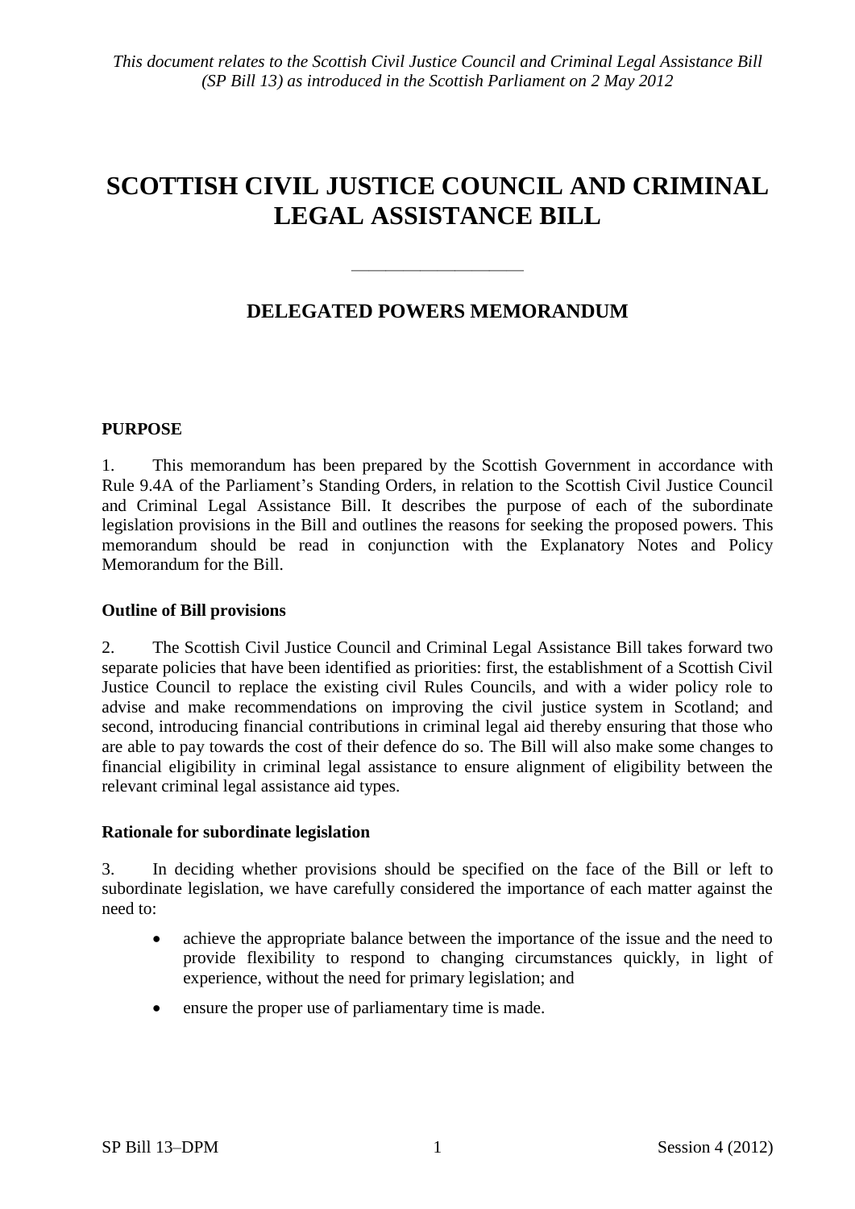*This document relates to the Scottish Civil Justice Council and Criminal Legal Assistance Bill (SP Bill 13) as introduced in the Scottish Parliament on 2 May 2012*

# SCOTTISH CIVIL JUSTICE COUNCIL AND CRIMINAL LEGAL ASSISTANCE BILL

---

## DELEGATED POWERS MEMORANDUM

### PURPOSE

1. This memorandum has been prepared by the Scottish Government in accordance with Rule 9.4A of the Parliament's Standing Orders, in relation to the Scottish Civil Justice Council and Criminal Legal Assistance Bill. It describes the purpose of each of the subordinate legislation provisions in the Bill and outlines the reasons for seeking the proposed powers. This memorandum should be read in conjunction with the Explanatory Notes and Policy Memorandum for the Bill.

### Outline of Bill provisions

2. The Scottish Civil Justice Council and Criminal Legal Assistance Bill takes forward two separate policies that have been identified as priorities: first, the establishment of a Scottish Civil Justice Council to replace the existing civil Rules Councils, and with a wider policy role to advise and make recommendations on improving the civil justice system in Scotland; and second, introducing financial contributions in criminal legal aid thereby ensuring that those who are able to pay towards the cost of their defence do so. The Bill will also make some changes to financial eligibility in criminal legal assistance to ensure alignment of eligibility between the relevant criminal legal assistance aid types.

### Rationale for subordinate legislation

3. In deciding whether provisions should be specified on the face of the Bill or left to subordinate legislation, we have carefully considered the importance of each matter against the need to:

- achieve the appropriate balance between the importance of the issue and the need to provide flexibility to respond to changing circumstances quickly, in light of experience, without the need for primary legislation; and
- ensure the proper use of parliamentary time is made.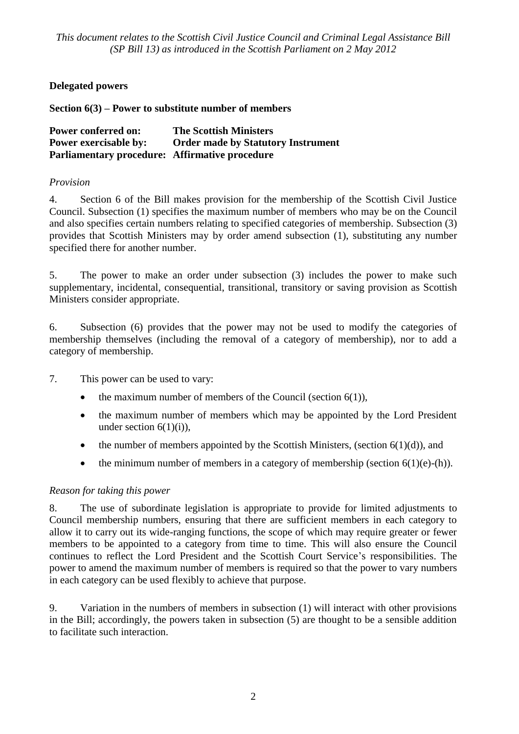**Delegated powers**

**Section 6(3) – Power to substitute number of members**

**Power conferred on:** **The Scottish Ministers**
**Power exercisable by:** **Order made by Statutory Instrument**
**Parliamentary procedure:** **Affirmative procedure**

*Provision*

4. Section 6 of the Bill makes provision for the membership of the Scottish Civil Justice Council. Subsection (1) specifies the maximum number of members who may be on the Council and also specifies certain numbers relating to specified categories of membership. Subsection (3) provides that Scottish Ministers may by order amend subsection (1), substituting any number specified there for another number.

5. The power to make an order under subsection (3) includes the power to make such supplementary, incidental, consequential, transitional, transitory or saving provision as Scottish Ministers consider appropriate.

6. Subsection (6) provides that the power may not be used to modify the categories of membership themselves (including the removal of a category of membership), nor to add a category of membership.

7. This power can be used to vary:

- the maximum number of members of the Council (section 6(1)),
- the maximum number of members which may be appointed by the Lord President under section 6(1)(i)),
- the number of members appointed by the Scottish Ministers, (section 6(1)(d)), and
- the minimum number of members in a category of membership (section 6(1)(e)-(h)).

*Reason for taking this power*

8. The use of subordinate legislation is appropriate to provide for limited adjustments to Council membership numbers, ensuring that there are sufficient members in each category to allow it to carry out its wide-ranging functions, the scope of which may require greater or fewer members to be appointed to a category from time to time. This will also ensure the Council continues to reflect the Lord President and the Scottish Court Service's responsibilities. The power to amend the maximum number of members is required so that the power to vary numbers in each category can be used flexibly to achieve that purpose.

9. Variation in the numbers of members in subsection (1) will interact with other provisions in the Bill; accordingly, the powers taken in subsection (5) are thought to be a sensible addition to facilitate such interaction.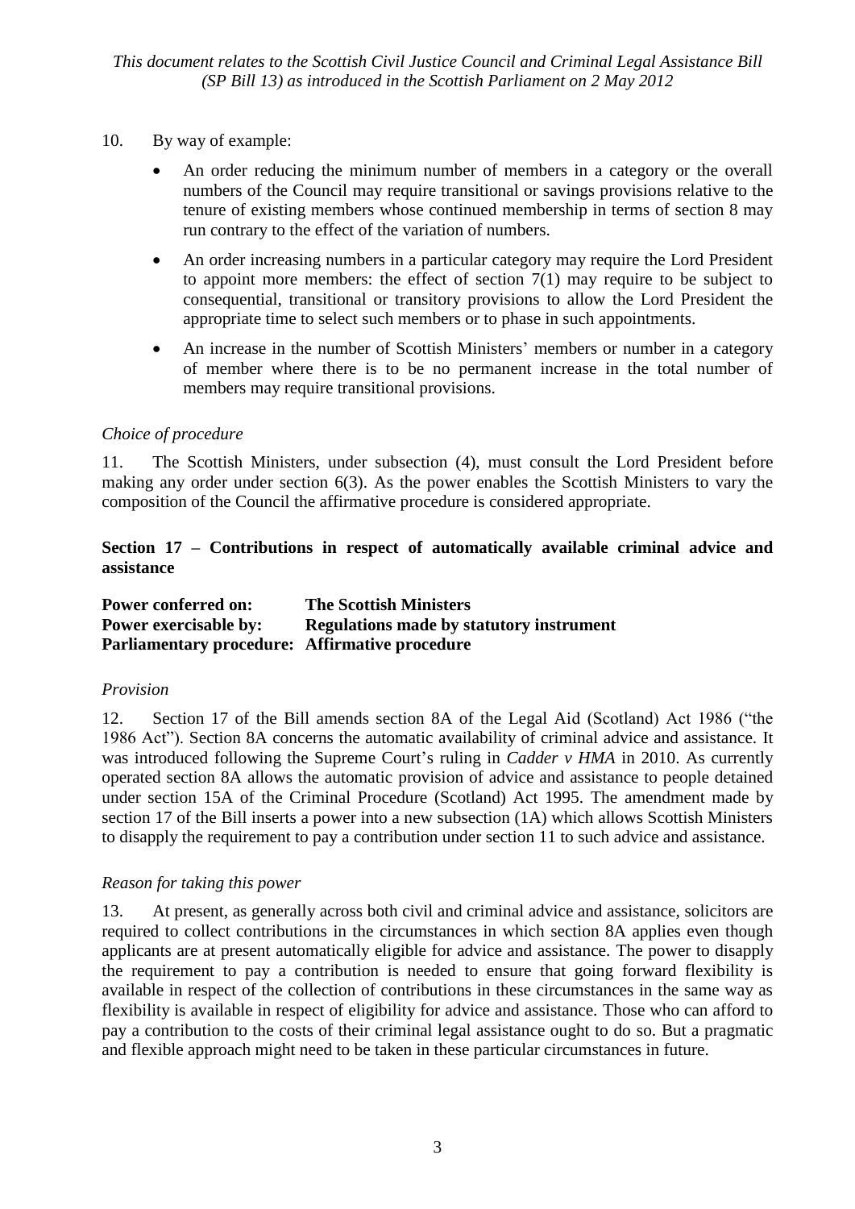10. By way of example:

- An order reducing the minimum number of members in a category or the overall numbers of the Council may require transitional or savings provisions relative to the tenure of existing members whose continued membership in terms of section 8 may run contrary to the effect of the variation of numbers.
- An order increasing numbers in a particular category may require the Lord President to appoint more members: the effect of section 7(1) may require to be subject to consequential, transitional or transitory provisions to allow the Lord President the appropriate time to select such members or to phase in such appointments.
- An increase in the number of Scottish Ministers' members or number in a category of member where there is to be no permanent increase in the total number of members may require transitional provisions.

*Choice of procedure*

11. The Scottish Ministers, under subsection (4), must consult the Lord President before making any order under section 6(3). As the power enables the Scottish Ministers to vary the composition of the Council the affirmative procedure is considered appropriate.

**Section 17 – Contributions in respect of automatically available criminal advice and assistance**

**Power conferred on:** **The Scottish Ministers**
**Power exercisable by:** **Regulations made by statutory instrument**
**Parliamentary procedure:** **Affirmative procedure**

*Provision*

12. Section 17 of the Bill amends section 8A of the Legal Aid (Scotland) Act 1986 ("the 1986 Act"). Section 8A concerns the automatic availability of criminal advice and assistance. It was introduced following the Supreme Court's ruling in *Cadder v HMA* in 2010. As currently operated section 8A allows the automatic provision of advice and assistance to people detained under section 15A of the Criminal Procedure (Scotland) Act 1995. The amendment made by section 17 of the Bill inserts a power into a new subsection (1A) which allows Scottish Ministers to disapply the requirement to pay a contribution under section 11 to such advice and assistance.

*Reason for taking this power*

13. At present, as generally across both civil and criminal advice and assistance, solicitors are required to collect contributions in the circumstances in which section 8A applies even though applicants are at present automatically eligible for advice and assistance. The power to disapply the requirement to pay a contribution is needed to ensure that going forward flexibility is available in respect of the collection of contributions in these circumstances in the same way as flexibility is available in respect of eligibility for advice and assistance. Those who can afford to pay a contribution to the costs of their criminal legal assistance ought to do so. But a pragmatic and flexible approach might need to be taken in these particular circumstances in future.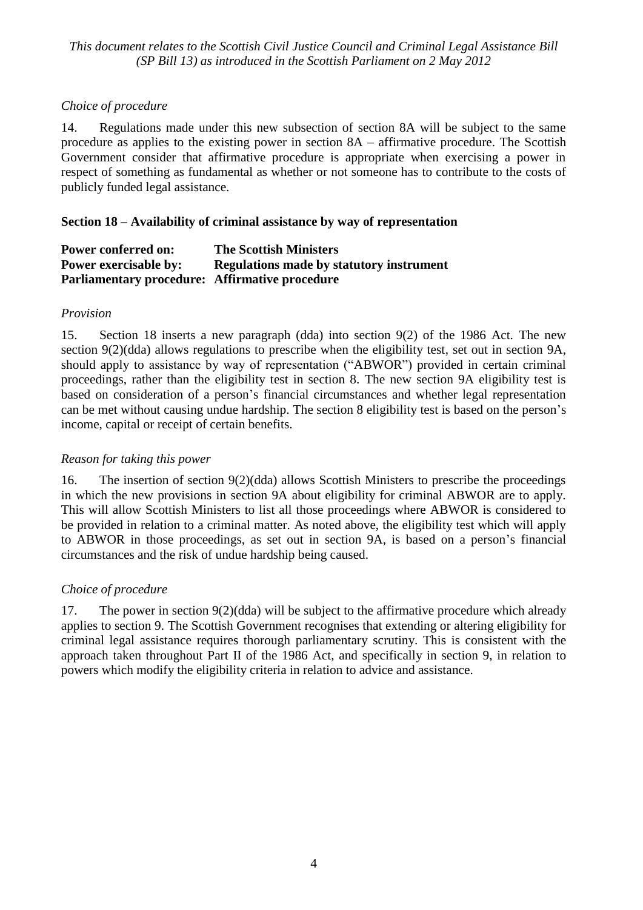*Choice of procedure*

14. Regulations made under this new subsection of section 8A will be subject to the same procedure as applies to the existing power in section 8A – affirmative procedure. The Scottish Government consider that affirmative procedure is appropriate when exercising a power in respect of something as fundamental as whether or not someone has to contribute to the costs of publicly funded legal assistance.

**Section 18 – Availability of criminal assistance by way of representation**

**Power conferred on: The Scottish Ministers**
**Power exercisable by: Regulations made by statutory instrument**
**Parliamentary procedure: Affirmative procedure**

*Provision*

15. Section 18 inserts a new paragraph (dda) into section 9(2) of the 1986 Act. The new section 9(2)(dda) allows regulations to prescribe when the eligibility test, set out in section 9A, should apply to assistance by way of representation ("ABWOR") provided in certain criminal proceedings, rather than the eligibility test in section 8. The new section 9A eligibility test is based on consideration of a person's financial circumstances and whether legal representation can be met without causing undue hardship. The section 8 eligibility test is based on the person's income, capital or receipt of certain benefits.

*Reason for taking this power*

16. The insertion of section 9(2)(dda) allows Scottish Ministers to prescribe the proceedings in which the new provisions in section 9A about eligibility for criminal ABWOR are to apply. This will allow Scottish Ministers to list all those proceedings where ABWOR is considered to be provided in relation to a criminal matter. As noted above, the eligibility test which will apply to ABWOR in those proceedings, as set out in section 9A, is based on a person's financial circumstances and the risk of undue hardship being caused.

*Choice of procedure*

17. The power in section 9(2)(dda) will be subject to the affirmative procedure which already applies to section 9. The Scottish Government recognises that extending or altering eligibility for criminal legal assistance requires thorough parliamentary scrutiny. This is consistent with the approach taken throughout Part II of the 1986 Act, and specifically in section 9, in relation to powers which modify the eligibility criteria in relation to advice and assistance.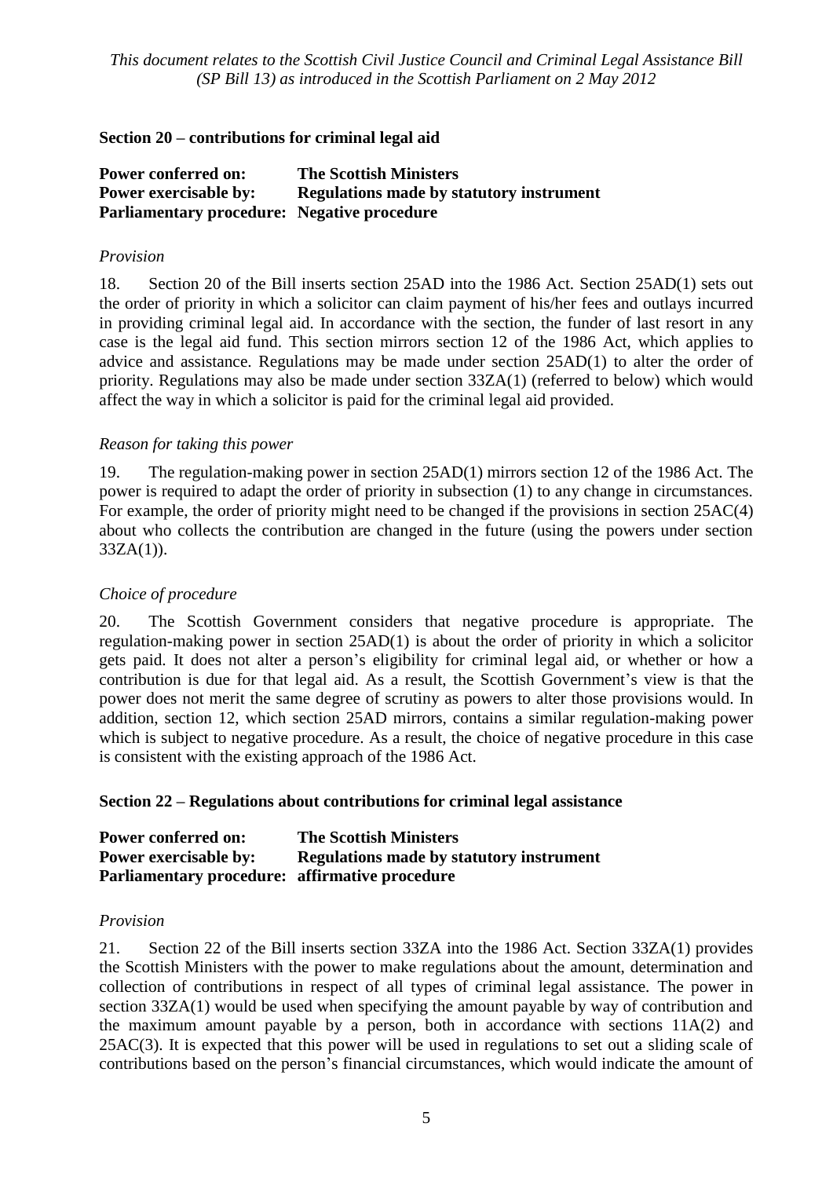**Section 20 – contributions for criminal legal aid**

**Power conferred on:** **The Scottish Ministers**
**Power exercisable by:** **Regulations made by statutory instrument**
**Parliamentary procedure:** **Negative procedure**

*Provision*

18. Section 20 of the Bill inserts section 25AD into the 1986 Act. Section 25AD(1) sets out the order of priority in which a solicitor can claim payment of his/her fees and outlays incurred in providing criminal legal aid. In accordance with the section, the funder of last resort in any case is the legal aid fund. This section mirrors section 12 of the 1986 Act, which applies to advice and assistance. Regulations may be made under section 25AD(1) to alter the order of priority. Regulations may also be made under section 33ZA(1) (referred to below) which would affect the way in which a solicitor is paid for the criminal legal aid provided.

*Reason for taking this power*

19. The regulation-making power in section 25AD(1) mirrors section 12 of the 1986 Act. The power is required to adapt the order of priority in subsection (1) to any change in circumstances. For example, the order of priority might need to be changed if the provisions in section 25AC(4) about who collects the contribution are changed in the future (using the powers under section 33ZA(1)).

*Choice of procedure*

20. The Scottish Government considers that negative procedure is appropriate. The regulation-making power in section 25AD(1) is about the order of priority in which a solicitor gets paid. It does not alter a person's eligibility for criminal legal aid, or whether or how a contribution is due for that legal aid. As a result, the Scottish Government's view is that the power does not merit the same degree of scrutiny as powers to alter those provisions would. In addition, section 12, which section 25AD mirrors, contains a similar regulation-making power which is subject to negative procedure. As a result, the choice of negative procedure in this case is consistent with the existing approach of the 1986 Act.

**Section 22 – Regulations about contributions for criminal legal assistance**

**Power conferred on:** **The Scottish Ministers**
**Power exercisable by:** **Regulations made by statutory instrument**
**Parliamentary procedure:** **affirmative procedure**

*Provision*

21. Section 22 of the Bill inserts section 33ZA into the 1986 Act. Section 33ZA(1) provides the Scottish Ministers with the power to make regulations about the amount, determination and collection of contributions in respect of all types of criminal legal assistance. The power in section 33ZA(1) would be used when specifying the amount payable by way of contribution and the maximum amount payable by a person, both in accordance with sections 11A(2) and 25AC(3). It is expected that this power will be used in regulations to set out a sliding scale of contributions based on the person's financial circumstances, which would indicate the amount of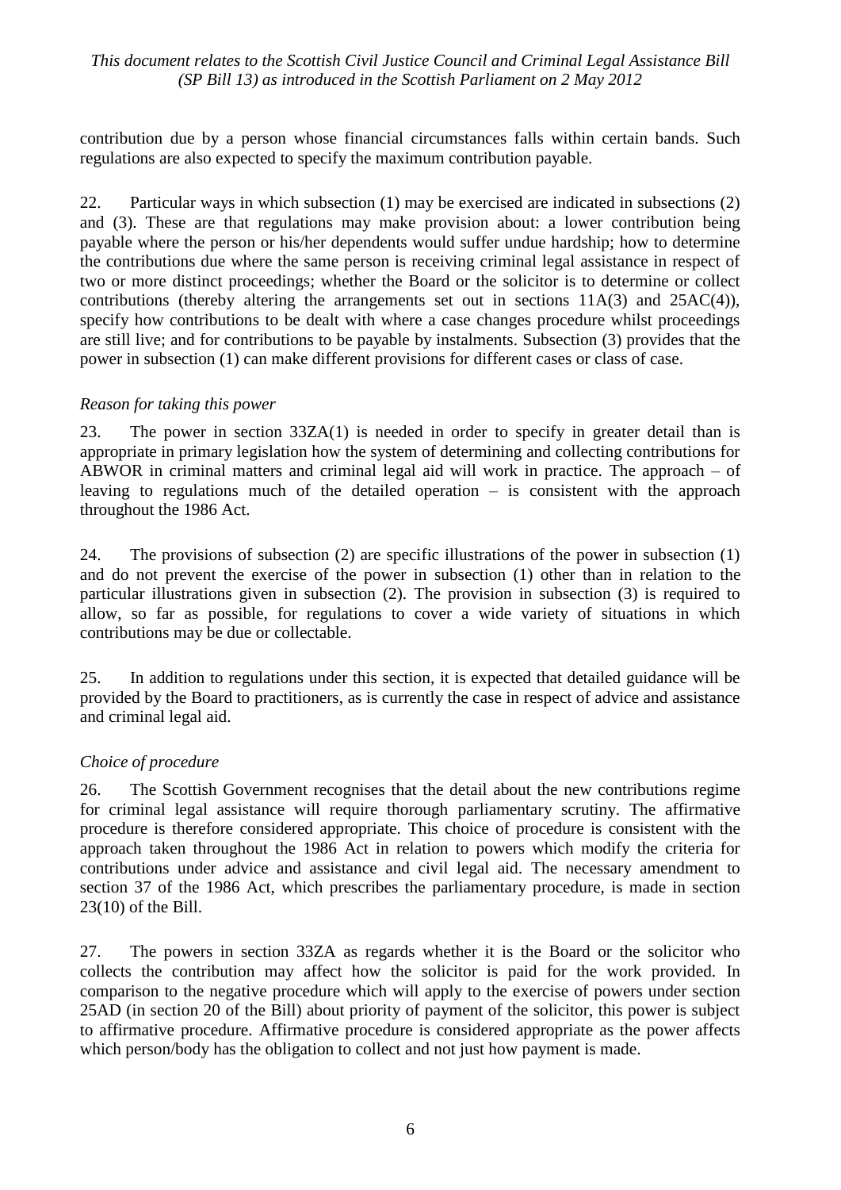contribution due by a person whose financial circumstances falls within certain bands. Such regulations are also expected to specify the maximum contribution payable.

22. Particular ways in which subsection (1) may be exercised are indicated in subsections (2) and (3). These are that regulations may make provision about: a lower contribution being payable where the person or his/her dependents would suffer undue hardship; how to determine the contributions due where the same person is receiving criminal legal assistance in respect of two or more distinct proceedings; whether the Board or the solicitor is to determine or collect contributions (thereby altering the arrangements set out in sections 11A(3) and 25AC(4)), specify how contributions to be dealt with where a case changes procedure whilst proceedings are still live; and for contributions to be payable by instalments. Subsection (3) provides that the power in subsection (1) can make different provisions for different cases or class of case.

*Reason for taking this power*

23. The power in section 33ZA(1) is needed in order to specify in greater detail than is appropriate in primary legislation how the system of determining and collecting contributions for ABWOR in criminal matters and criminal legal aid will work in practice. The approach – of leaving to regulations much of the detailed operation – is consistent with the approach throughout the 1986 Act.

24. The provisions of subsection (2) are specific illustrations of the power in subsection (1) and do not prevent the exercise of the power in subsection (1) other than in relation to the particular illustrations given in subsection (2). The provision in subsection (3) is required to allow, so far as possible, for regulations to cover a wide variety of situations in which contributions may be due or collectable.

25. In addition to regulations under this section, it is expected that detailed guidance will be provided by the Board to practitioners, as is currently the case in respect of advice and assistance and criminal legal aid.

*Choice of procedure*

26. The Scottish Government recognises that the detail about the new contributions regime for criminal legal assistance will require thorough parliamentary scrutiny. The affirmative procedure is therefore considered appropriate. This choice of procedure is consistent with the approach taken throughout the 1986 Act in relation to powers which modify the criteria for contributions under advice and assistance and civil legal aid. The necessary amendment to section 37 of the 1986 Act, which prescribes the parliamentary procedure, is made in section 23(10) of the Bill.

27. The powers in section 33ZA as regards whether it is the Board or the solicitor who collects the contribution may affect how the solicitor is paid for the work provided. In comparison to the negative procedure which will apply to the exercise of powers under section 25AD (in section 20 of the Bill) about priority of payment of the solicitor, this power is subject to affirmative procedure. Affirmative procedure is considered appropriate as the power affects which person/body has the obligation to collect and not just how payment is made.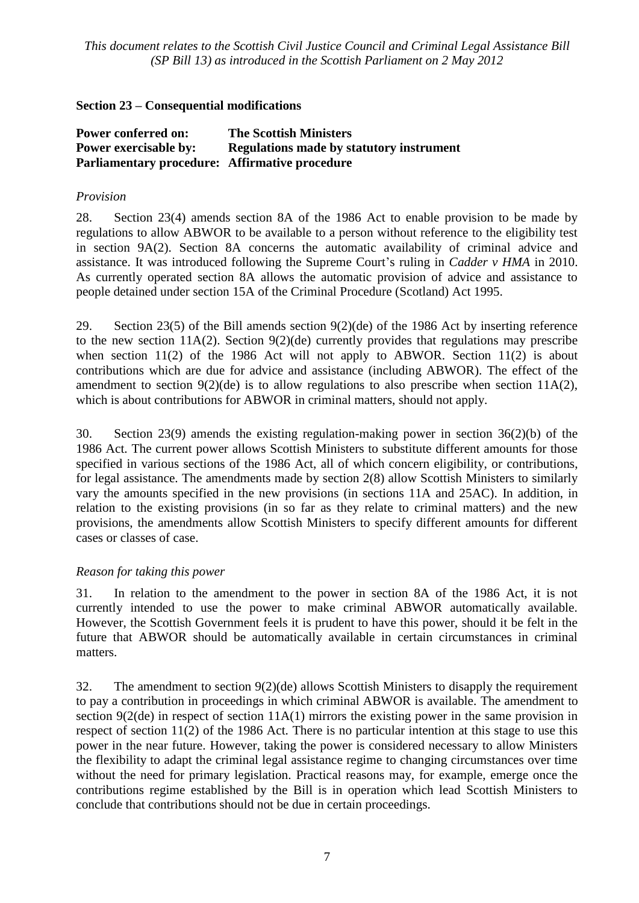### Section 23 – Consequential modifications

**Power conferred on:** **The Scottish Ministers**
**Power exercisable by:** **Regulations made by statutory instrument**
**Parliamentary procedure:** **Affirmative procedure**

*Provision*

28. Section 23(4) amends section 8A of the 1986 Act to enable provision to be made by regulations to allow ABWOR to be available to a person without reference to the eligibility test in section 9A(2). Section 8A concerns the automatic availability of criminal advice and assistance. It was introduced following the Supreme Court's ruling in *Cadder v HMA* in 2010. As currently operated section 8A allows the automatic provision of advice and assistance to people detained under section 15A of the Criminal Procedure (Scotland) Act 1995.

29. Section 23(5) of the Bill amends section 9(2)(de) of the 1986 Act by inserting reference to the new section 11A(2). Section 9(2)(de) currently provides that regulations may prescribe when section 11(2) of the 1986 Act will not apply to ABWOR. Section 11(2) is about contributions which are due for advice and assistance (including ABWOR). The effect of the amendment to section 9(2)(de) is to allow regulations to also prescribe when section 11A(2), which is about contributions for ABWOR in criminal matters, should not apply.

30. Section 23(9) amends the existing regulation-making power in section 36(2)(b) of the 1986 Act. The current power allows Scottish Ministers to substitute different amounts for those specified in various sections of the 1986 Act, all of which concern eligibility, or contributions, for legal assistance. The amendments made by section 2(8) allow Scottish Ministers to similarly vary the amounts specified in the new provisions (in sections 11A and 25AC). In addition, in relation to the existing provisions (in so far as they relate to criminal matters) and the new provisions, the amendments allow Scottish Ministers to specify different amounts for different cases or classes of case.

*Reason for taking this power*

31. In relation to the amendment to the power in section 8A of the 1986 Act, it is not currently intended to use the power to make criminal ABWOR automatically available. However, the Scottish Government feels it is prudent to have this power, should it be felt in the future that ABWOR should be automatically available in certain circumstances in criminal matters.

32. The amendment to section 9(2)(de) allows Scottish Ministers to disapply the requirement to pay a contribution in proceedings in which criminal ABWOR is available. The amendment to section 9(2(de) in respect of section 11A(1) mirrors the existing power in the same provision in respect of section 11(2) of the 1986 Act. There is no particular intention at this stage to use this power in the near future. However, taking the power is considered necessary to allow Ministers the flexibility to adapt the criminal legal assistance regime to changing circumstances over time without the need for primary legislation. Practical reasons may, for example, emerge once the contributions regime established by the Bill is in operation which lead Scottish Ministers to conclude that contributions should not be due in certain proceedings.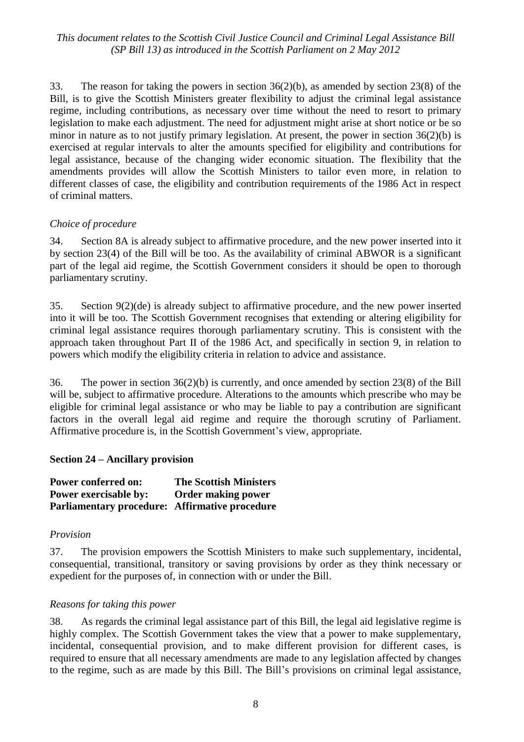33. The reason for taking the powers in section 36(2)(b), as amended by section 23(8) of the Bill, is to give the Scottish Ministers greater flexibility to adjust the criminal legal assistance regime, including contributions, as necessary over time without the need to resort to primary legislation to make each adjustment. The need for adjustment might arise at short notice or be so minor in nature as to not justify primary legislation. At present, the power in section 36(2)(b) is exercised at regular intervals to alter the amounts specified for eligibility and contributions for legal assistance, because of the changing wider economic situation. The flexibility that the amendments provides will allow the Scottish Ministers to tailor even more, in relation to different classes of case, the eligibility and contribution requirements of the 1986 Act in respect of criminal matters.

*Choice of procedure*

34. Section 8A is already subject to affirmative procedure, and the new power inserted into it by section 23(4) of the Bill will be too. As the availability of criminal ABWOR is a significant part of the legal aid regime, the Scottish Government considers it should be open to thorough parliamentary scrutiny.

35. Section 9(2)(de) is already subject to affirmative procedure, and the new power inserted into it will be too. The Scottish Government recognises that extending or altering eligibility for criminal legal assistance requires thorough parliamentary scrutiny. This is consistent with the approach taken throughout Part II of the 1986 Act, and specifically in section 9, in relation to powers which modify the eligibility criteria in relation to advice and assistance.

36. The power in section 36(2)(b) is currently, and once amended by section 23(8) of the Bill will be, subject to affirmative procedure. Alterations to the amounts which prescribe who may be eligible for criminal legal assistance or who may be liable to pay a contribution are significant factors in the overall legal aid regime and require the thorough scrutiny of Parliament. Affirmative procedure is, in the Scottish Government's view, appropriate.

**Section 24 – Ancillary provision**

**Power conferred on:** **The Scottish Ministers**
**Power exercisable by:** **Order making power**
**Parliamentary procedure:** **Affirmative procedure**

*Provision*

37. The provision empowers the Scottish Ministers to make such supplementary, incidental, consequential, transitional, transitory or saving provisions by order as they think necessary or expedient for the purposes of, in connection with or under the Bill.

*Reasons for taking this power*

38. As regards the criminal legal assistance part of this Bill, the legal aid legislative regime is highly complex. The Scottish Government takes the view that a power to make supplementary, incidental, consequential provision, and to make different provision for different cases, is required to ensure that all necessary amendments are made to any legislation affected by changes to the regime, such as are made by this Bill. The Bill's provisions on criminal legal assistance,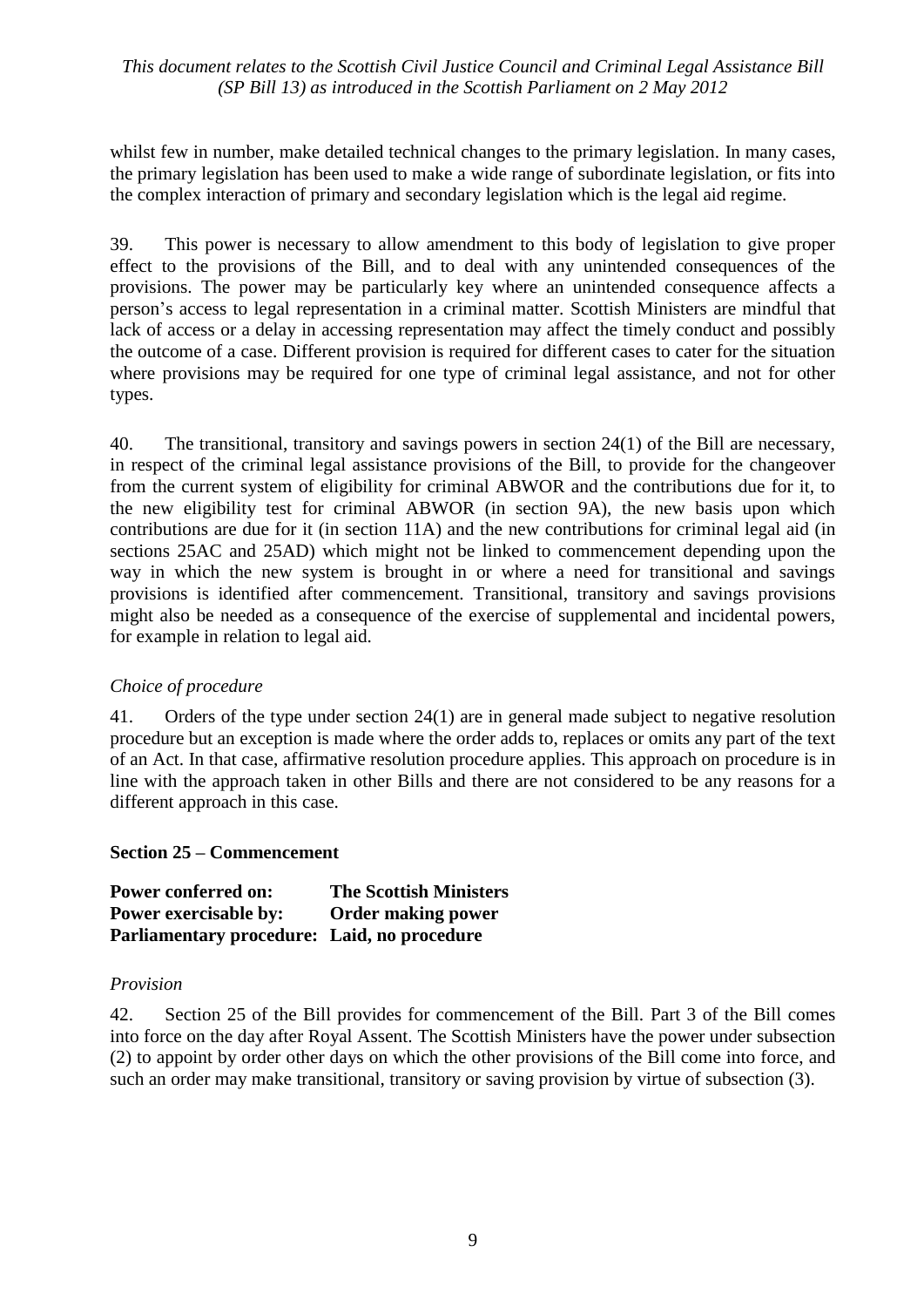whilst few in number, make detailed technical changes to the primary legislation. In many cases, the primary legislation has been used to make a wide range of subordinate legislation, or fits into the complex interaction of primary and secondary legislation which is the legal aid regime.

39. This power is necessary to allow amendment to this body of legislation to give proper effect to the provisions of the Bill, and to deal with any unintended consequences of the provisions. The power may be particularly key where an unintended consequence affects a person's access to legal representation in a criminal matter. Scottish Ministers are mindful that lack of access or a delay in accessing representation may affect the timely conduct and possibly the outcome of a case. Different provision is required for different cases to cater for the situation where provisions may be required for one type of criminal legal assistance, and not for other types.

40. The transitional, transitory and savings powers in section 24(1) of the Bill are necessary, in respect of the criminal legal assistance provisions of the Bill, to provide for the changeover from the current system of eligibility for criminal ABWOR and the contributions due for it, to the new eligibility test for criminal ABWOR (in section 9A), the new basis upon which contributions are due for it (in section 11A) and the new contributions for criminal legal aid (in sections 25AC and 25AD) which might not be linked to commencement depending upon the way in which the new system is brought in or where a need for transitional and savings provisions is identified after commencement. Transitional, transitory and savings provisions might also be needed as a consequence of the exercise of supplemental and incidental powers, for example in relation to legal aid.

*Choice of procedure*

41. Orders of the type under section 24(1) are in general made subject to negative resolution procedure but an exception is made where the order adds to, replaces or omits any part of the text of an Act. In that case, affirmative resolution procedure applies. This approach on procedure is in line with the approach taken in other Bills and there are not considered to be any reasons for a different approach in this case.

**Section 25 – Commencement**

**Power conferred on:** **The Scottish Ministers**
**Power exercisable by:** **Order making power**
**Parliamentary procedure:** **Laid, no procedure**

*Provision*

42. Section 25 of the Bill provides for commencement of the Bill. Part 3 of the Bill comes into force on the day after Royal Assent. The Scottish Ministers have the power under subsection (2) to appoint by order other days on which the other provisions of the Bill come into force, and such an order may make transitional, transitory or saving provision by virtue of subsection (3).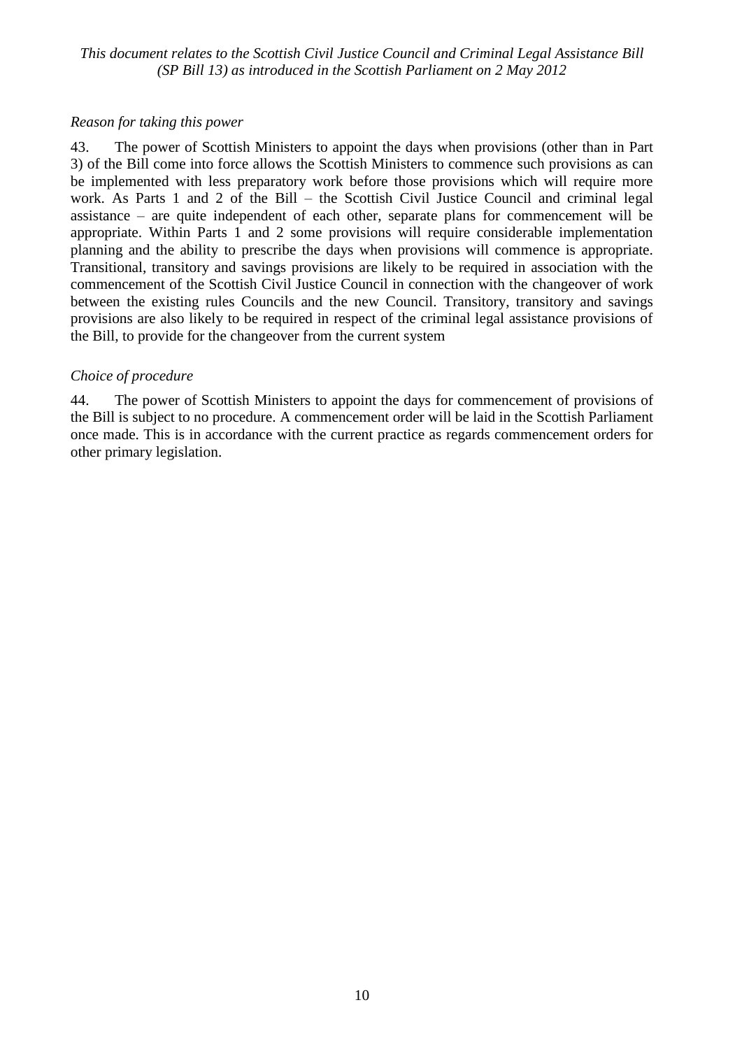*Reason for taking this power*

43. The power of Scottish Ministers to appoint the days when provisions (other than in Part 3) of the Bill come into force allows the Scottish Ministers to commence such provisions as can be implemented with less preparatory work before those provisions which will require more work. As Parts 1 and 2 of the Bill – the Scottish Civil Justice Council and criminal legal assistance – are quite independent of each other, separate plans for commencement will be appropriate. Within Parts 1 and 2 some provisions will require considerable implementation planning and the ability to prescribe the days when provisions will commence is appropriate. Transitional, transitory and savings provisions are likely to be required in association with the commencement of the Scottish Civil Justice Council in connection with the changeover of work between the existing rules Councils and the new Council. Transitory, transitory and savings provisions are also likely to be required in respect of the criminal legal assistance provisions of the Bill, to provide for the changeover from the current system

*Choice of procedure*

44. The power of Scottish Ministers to appoint the days for commencement of provisions of the Bill is subject to no procedure. A commencement order will be laid in the Scottish Parliament once made. This is in accordance with the current practice as regards commencement orders for other primary legislation.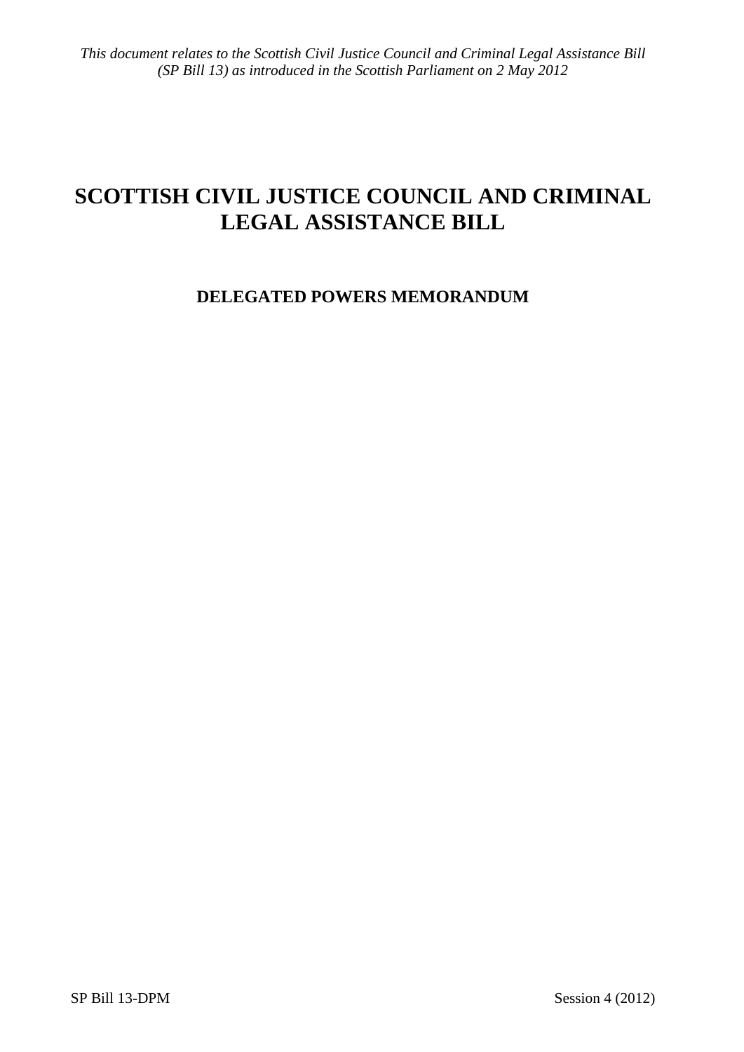*This document relates to the Scottish Civil Justice Council and Criminal Legal Assistance Bill (SP Bill 13) as introduced in the Scottish Parliament on 2 May 2012*

# SCOTTISH CIVIL JUSTICE COUNCIL AND CRIMINAL LEGAL ASSISTANCE BILL

## DELEGATED POWERS MEMORANDUM

SP Bill 13-DPM

Session 4 (2012)